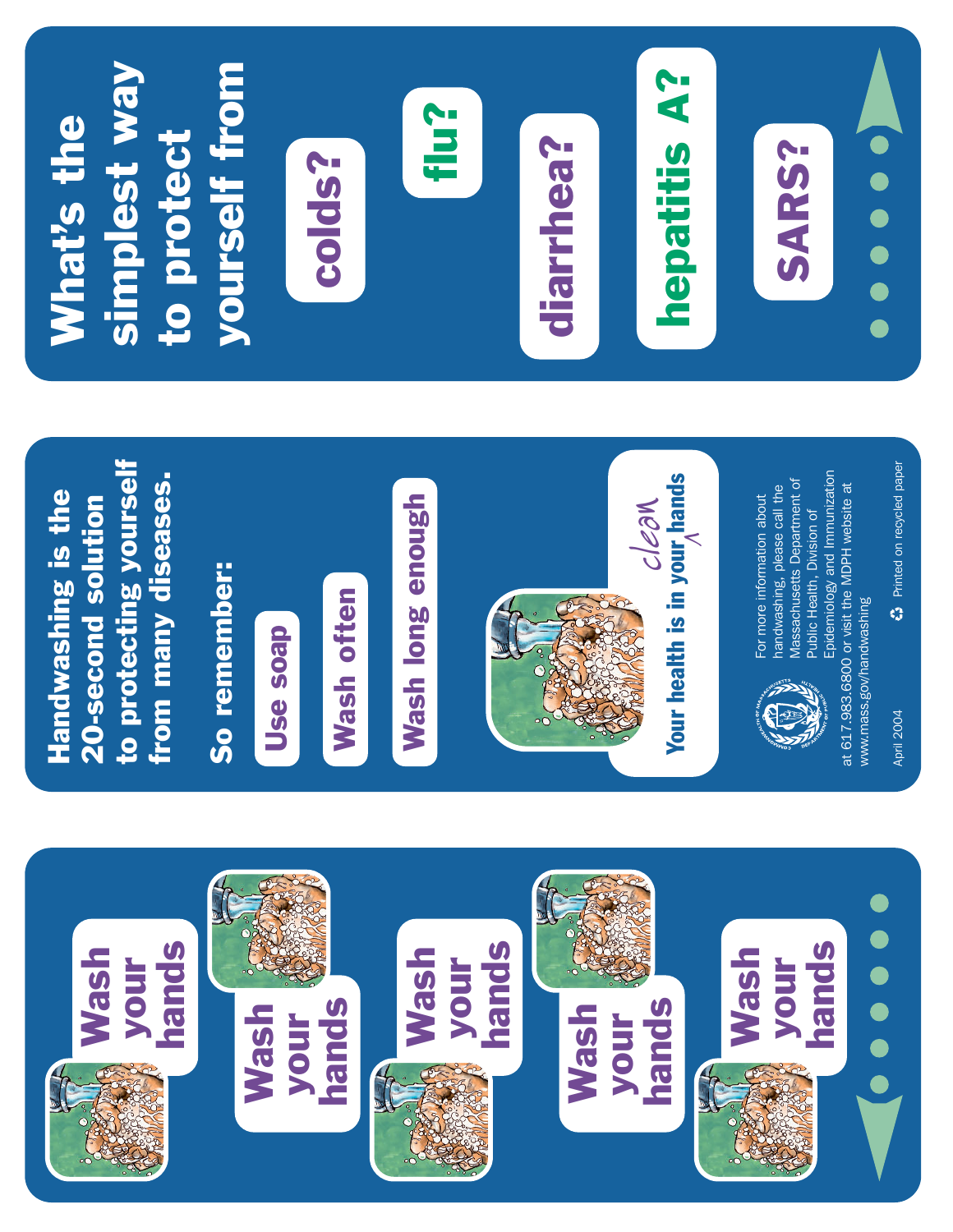# What's the simplest way to protect yourself from

colds?

flu?

diarrhea?

hepatitis A?

SARS?

## Handwashing is the 20-second solution to protecting yourself from many diseases.

**So remember:**

- **Use soap**
- **Wash often**
- **Wash long enough**

**Your health is in your clean hands**

For more information about handwashing, please call the Massachusetts Department of Public Health, Division of Epidemiology and Immunization at 617.983.6800 or visit the MDPH website at www.mass.gov/handwashing

April 2004

Printed on recycled paper

**Wash your hands**

**Wash your hands**

**Wash your hands**

**Wash your hands**

**Wash your hands**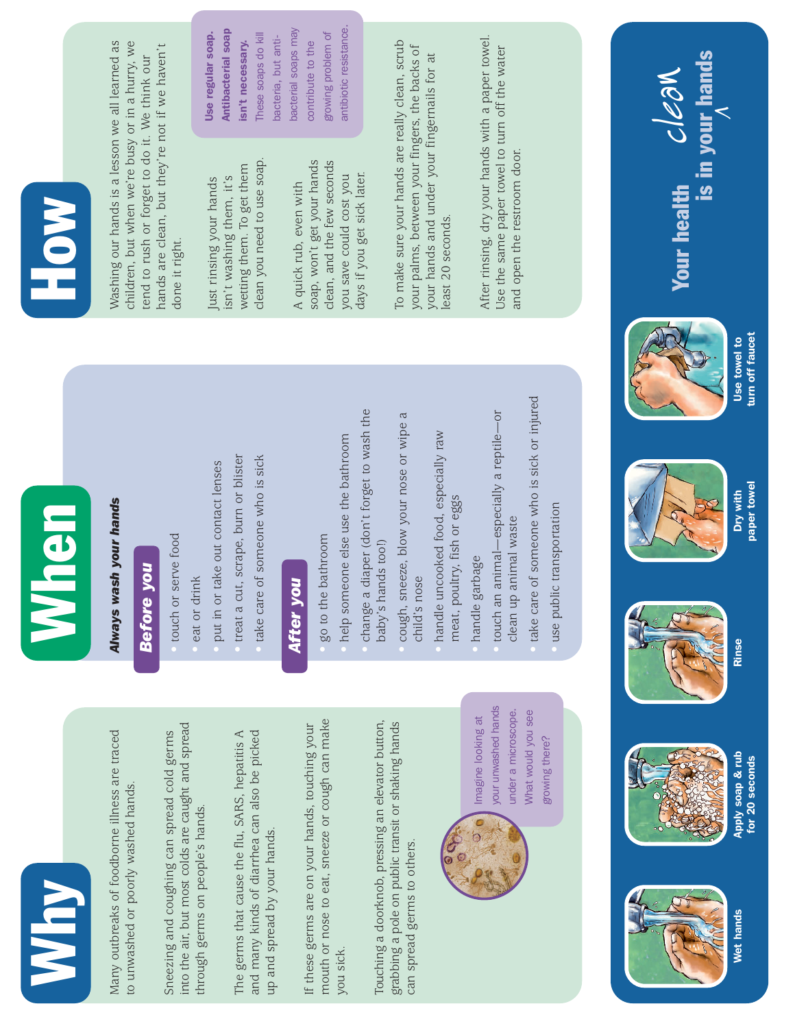# Why

Many outbreaks of foodborne illness are traced to unwashed or poorly washed hands.

Sneezing and coughing can spread cold germs into the air, but most colds are caught and spread through germs on people's hands.

The germs that cause the flu, SARS, hepatitis A and many kinds of diarrhea can also be picked up and spread by your hands.

If these germs are on your hands, touching your mouth or nose to eat, sneeze or cough can make you sick.

Touching a doorknob, pressing an elevator button, grabbing a pole on public transit or shaking hands can spread germs to others.

Imagine looking at your unwashed hands under a microscope. What would you see growing there?

# When

***Always wash your hands***

## *Before you*

- touch or serve food
- eat or drink
- put in or take out contact lenses
- treat a cut, scrape, burn or blister
- take care of someone who is sick

## *After you*

- go to the bathroom
- help someone else use the bathroom
- change a diaper (don't forget to wash the baby's hands too!)
- cough, sneeze, blow your nose or wipe a child's nose
- handle uncooked food, especially raw meat, poultry, fish or eggs
- handle garbage
- touch an animal—especially a reptile—or clean up animal waste
- take care of someone who is sick or injured
- use public transportation

# How

Washing our hands is a lesson we all learned as children, but when we're busy or in a hurry, we tend to rush or forget to do it. We think our hands are clean, but they're not if we haven't done it right.

Just rinsing your hands isn't washing them, it's wetting them. To get them clean you need to use soap.

**Use regular soap. Antibacterial soap isn't necessary.** These soaps do kill bacteria, but anti-bacterial soaps may contribute to the growing problem of antibiotic resistance.

A quick rub, even with soap, won't get your hands clean, and the few seconds you save could cost you days if you get sick later.

To make sure your hands are really clean, scrub your palms, between your fingers, the backs of your hands and under your fingernails for at least 20 seconds.

After rinsing, dry your hands with a paper towel. Use the same paper towel to turn off the water and open the restroom door.

**Wet hands**

**Apply soap & rub for 20 seconds**

**Rinse**

**Dry with paper towel**

**Use towel to turn off faucet**

**Your health is in your clean hands**